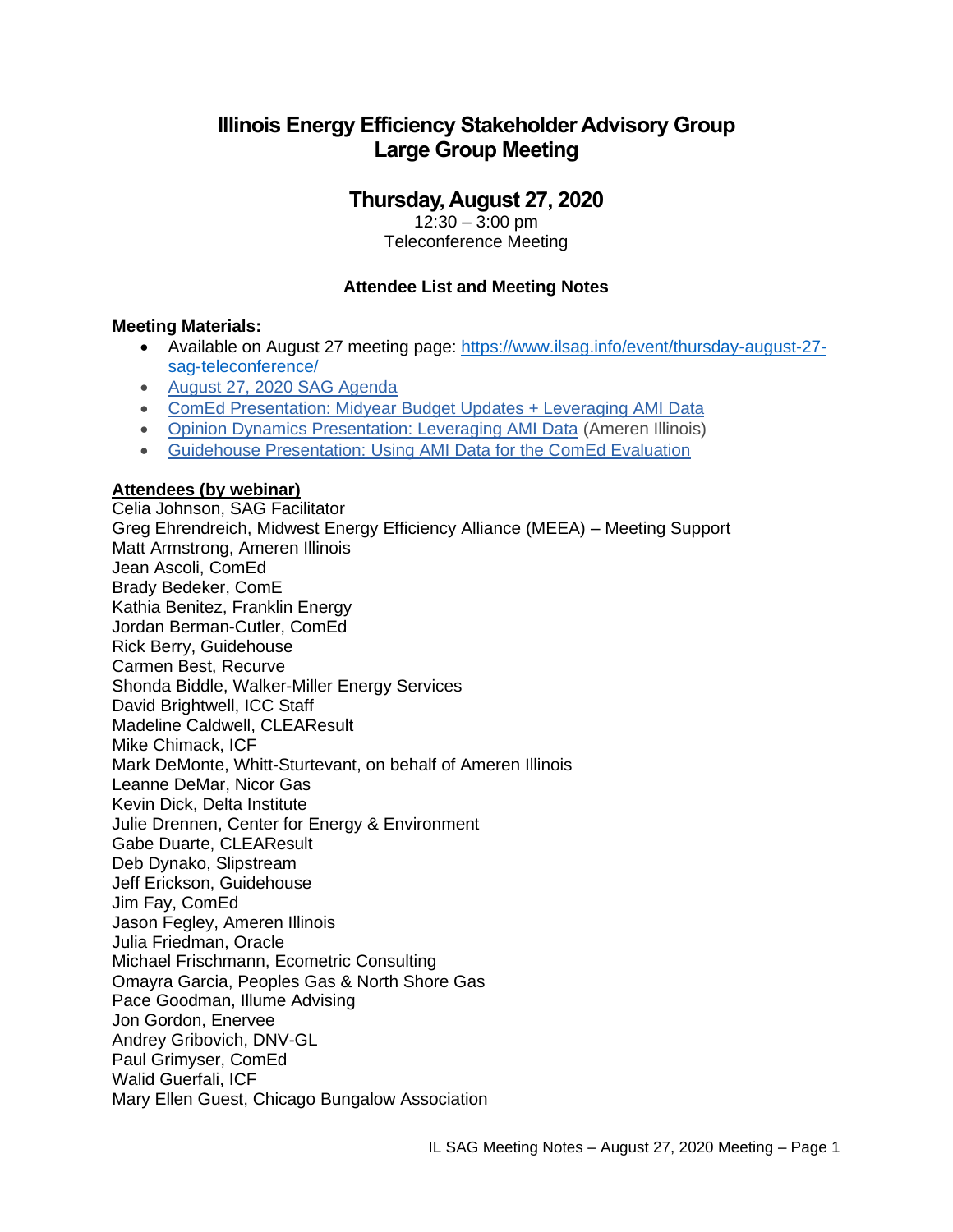# Illinois Energy Efficiency Stakeholder Advisory Group
# Large Group Meeting

## Thursday, August 27, 2020

12:30 – 3:00 pm
Teleconference Meeting

**Attendee List and Meeting Notes**

**Meeting Materials:**

- Available on August 27 meeting page: [https://www.ilsag.info/event/thursday-august-27-sag-teleconference/](https://www.ilsag.info/event/thursday-august-27-sag-teleconference/)
- [August 27, 2020 SAG Agenda]()
- [ComEd Presentation: Midyear Budget Updates + Leveraging AMI Data]()
- [Opinion Dynamics Presentation: Leveraging AMI Data]() (Ameren Illinois)
- [Guidehouse Presentation: Using AMI Data for the ComEd Evaluation]()

**Attendees (by webinar)**

Celia Johnson, SAG Facilitator
Greg Ehrendreich, Midwest Energy Efficiency Alliance (MEEA) – Meeting Support
Matt Armstrong, Ameren Illinois
Jean Ascoli, ComEd
Brady Bedeker, ComE
Kathia Benitez, Franklin Energy
Jordan Berman-Cutler, ComEd
Rick Berry, Guidehouse
Carmen Best, Recurve
Shonda Biddle, Walker-Miller Energy Services
David Brightwell, ICC Staff
Madeline Caldwell, CLEAResult
Mike Chimack, ICF
Mark DeMonte, Whitt-Sturtevant, on behalf of Ameren Illinois
Leanne DeMar, Nicor Gas
Kevin Dick, Delta Institute
Julie Drennen, Center for Energy & Environment
Gabe Duarte, CLEAResult
Deb Dynako, Slipstream
Jeff Erickson, Guidehouse
Jim Fay, ComEd
Jason Fegley, Ameren Illinois
Julia Friedman, Oracle
Michael Frischmann, Ecometric Consulting
Omayra Garcia, Peoples Gas & North Shore Gas
Pace Goodman, Illume Advising
Jon Gordon, Enervee
Andrey Gribovich, DNV-GL
Paul Grimyser, ComEd
Walid Guerfali, ICF
Mary Ellen Guest, Chicago Bungalow Association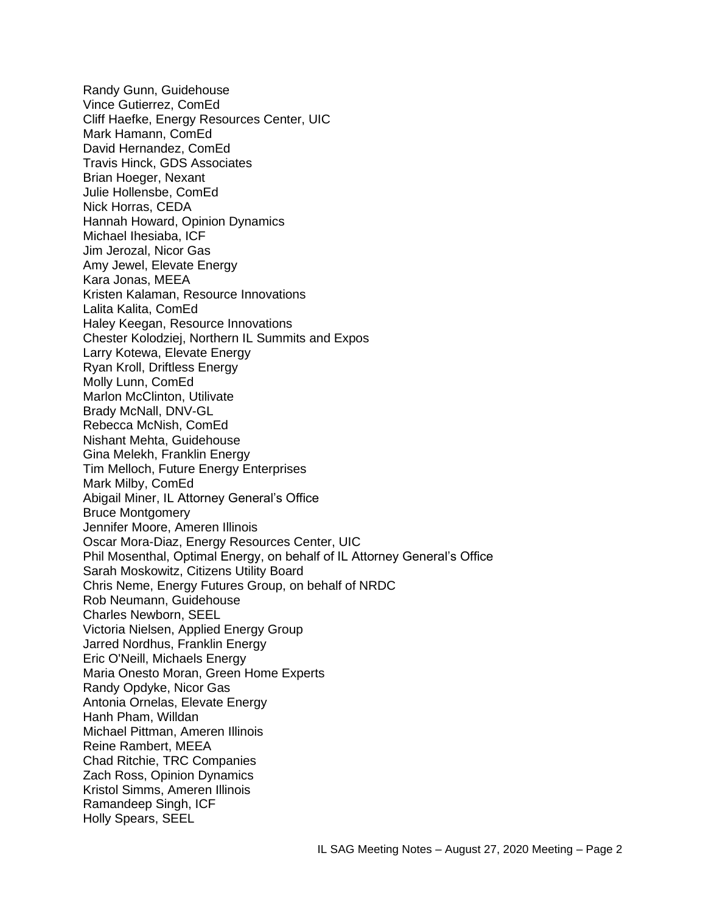Randy Gunn, Guidehouse
Vince Gutierrez, ComEd
Cliff Haefke, Energy Resources Center, UIC
Mark Hamann, ComEd
David Hernandez, ComEd
Travis Hinck, GDS Associates
Brian Hoeger, Nexant
Julie Hollensbe, ComEd
Nick Horras, CEDA
Hannah Howard, Opinion Dynamics
Michael Ihesiaba, ICF
Jim Jerozal, Nicor Gas
Amy Jewel, Elevate Energy
Kara Jonas, MEEA
Kristen Kalaman, Resource Innovations
Lalita Kalita, ComEd
Haley Keegan, Resource Innovations
Chester Kolodziej, Northern IL Summits and Expos
Larry Kotewa, Elevate Energy
Ryan Kroll, Driftless Energy
Molly Lunn, ComEd
Marlon McClinton, Utilivate
Brady McNall, DNV-GL
Rebecca McNish, ComEd
Nishant Mehta, Guidehouse
Gina Melekh, Franklin Energy
Tim Melloch, Future Energy Enterprises
Mark Milby, ComEd
Abigail Miner, IL Attorney General's Office
Bruce Montgomery
Jennifer Moore, Ameren Illinois
Oscar Mora-Diaz, Energy Resources Center, UIC
Phil Mosenthal, Optimal Energy, on behalf of IL Attorney General's Office
Sarah Moskowitz, Citizens Utility Board
Chris Neme, Energy Futures Group, on behalf of NRDC
Rob Neumann, Guidehouse
Charles Newborn, SEEL
Victoria Nielsen, Applied Energy Group
Jarred Nordhus, Franklin Energy
Eric O'Neill, Michaels Energy
Maria Onesto Moran, Green Home Experts
Randy Opdyke, Nicor Gas
Antonia Ornelas, Elevate Energy
Hanh Pham, Willdan
Michael Pittman, Ameren Illinois
Reine Rambert, MEEA
Chad Ritchie, TRC Companies
Zach Ross, Opinion Dynamics
Kristol Simms, Ameren Illinois
Ramandeep Singh, ICF
Holly Spears, SEEL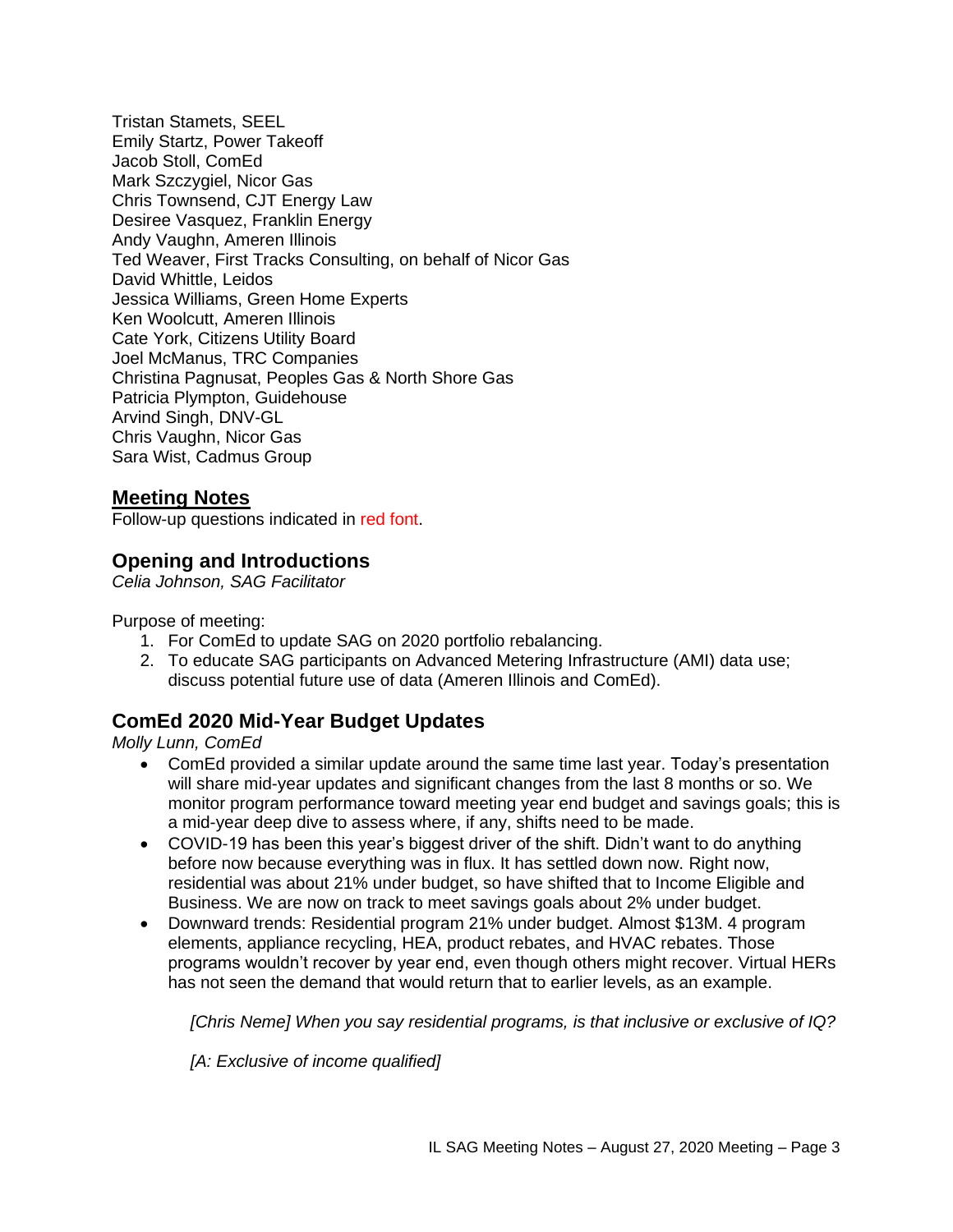Tristan Stamets, SEEL
Emily Startz, Power Takeoff
Jacob Stoll, ComEd
Mark Szczygiel, Nicor Gas
Chris Townsend, CJT Energy Law
Desiree Vasquez, Franklin Energy
Andy Vaughn, Ameren Illinois
Ted Weaver, First Tracks Consulting, on behalf of Nicor Gas
David Whittle, Leidos
Jessica Williams, Green Home Experts
Ken Woolcutt, Ameren Illinois
Cate York, Citizens Utility Board
Joel McManus, TRC Companies
Christina Pagnusat, Peoples Gas & North Shore Gas
Patricia Plympton, Guidehouse
Arvind Singh, DNV-GL
Chris Vaughn, Nicor Gas
Sara Wist, Cadmus Group

## Meeting Notes

Follow-up questions indicated in red font.

### Opening and Introductions

*Celia Johnson, SAG Facilitator*

Purpose of meeting:

1. For ComEd to update SAG on 2020 portfolio rebalancing.
2. To educate SAG participants on Advanced Metering Infrastructure (AMI) data use; discuss potential future use of data (Ameren Illinois and ComEd).

### ComEd 2020 Mid-Year Budget Updates

*Molly Lunn, ComEd*

- ComEd provided a similar update around the same time last year. Today's presentation will share mid-year updates and significant changes from the last 8 months or so. We monitor program performance toward meeting year end budget and savings goals; this is a mid-year deep dive to assess where, if any, shifts need to be made.
- COVID-19 has been this year's biggest driver of the shift. Didn't want to do anything before now because everything was in flux. It has settled down now. Right now, residential was about 21% under budget, so have shifted that to Income Eligible and Business. We are now on track to meet savings goals about 2% under budget.
- Downward trends: Residential program 21% under budget. Almost $13M. 4 program elements, appliance recycling, HEA, product rebates, and HVAC rebates. Those programs wouldn't recover by year end, even though others might recover. Virtual HERs has not seen the demand that would return that to earlier levels, as an example.

  *[Chris Neme] When you say residential programs, is that inclusive or exclusive of IQ?*

  *[A: Exclusive of income qualified]*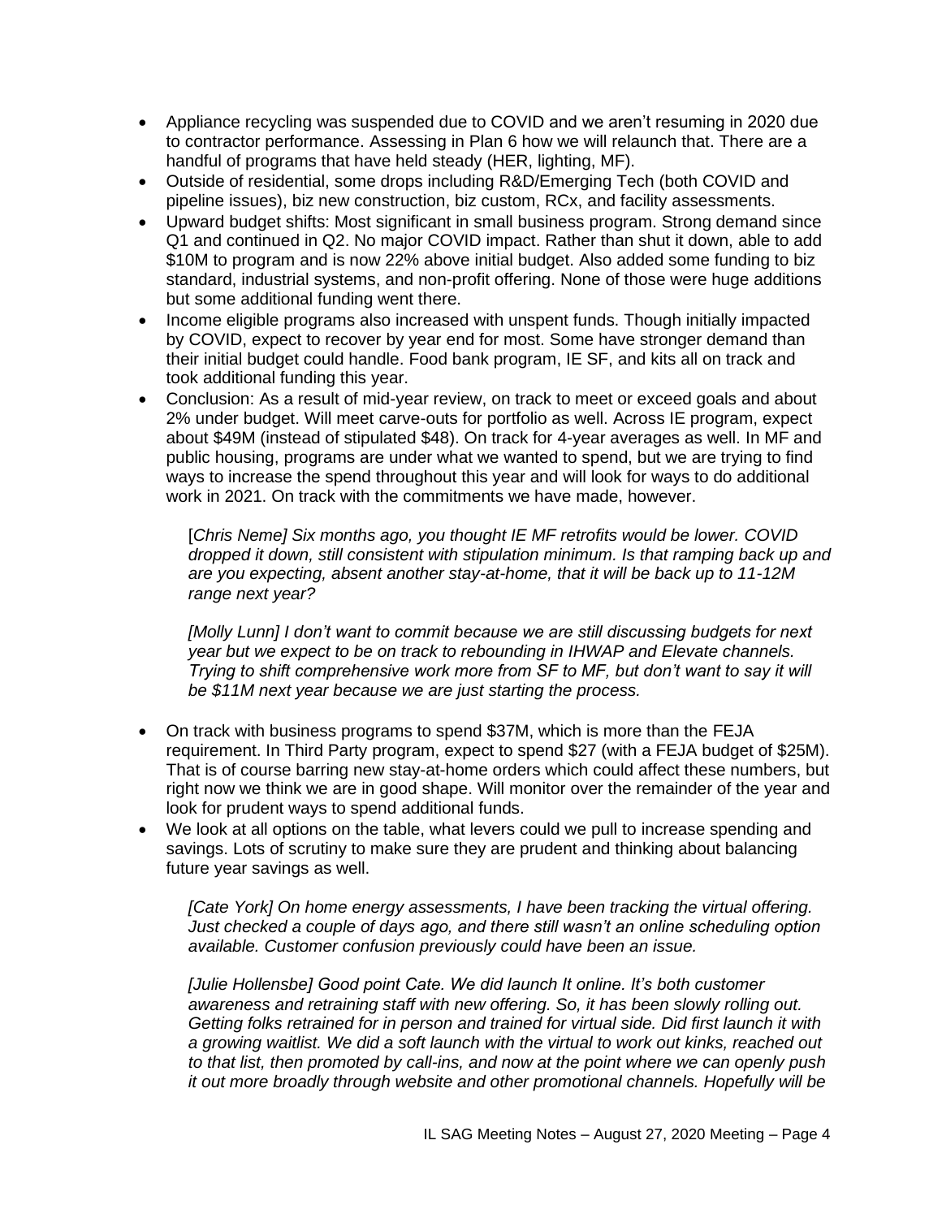- Appliance recycling was suspended due to COVID and we aren't resuming in 2020 due to contractor performance. Assessing in Plan 6 how we will relaunch that. There are a handful of programs that have held steady (HER, lighting, MF).
- Outside of residential, some drops including R&D/Emerging Tech (both COVID and pipeline issues), biz new construction, biz custom, RCx, and facility assessments.
- Upward budget shifts: Most significant in small business program. Strong demand since Q1 and continued in Q2. No major COVID impact. Rather than shut it down, able to add $10M to program and is now 22% above initial budget. Also added some funding to biz standard, industrial systems, and non-profit offering. None of those were huge additions but some additional funding went there.
- Income eligible programs also increased with unspent funds. Though initially impacted by COVID, expect to recover by year end for most. Some have stronger demand than their initial budget could handle. Food bank program, IE SF, and kits all on track and took additional funding this year.
- Conclusion: As a result of mid-year review, on track to meet or exceed goals and about 2% under budget. Will meet carve-outs for portfolio as well. Across IE program, expect about $49M (instead of stipulated $48). On track for 4-year averages as well. In MF and public housing, programs are under what we wanted to spend, but we are trying to find ways to increase the spend throughout this year and will look for ways to do additional work in 2021. On track with the commitments we have made, however.

  *[Chris Neme] Six months ago, you thought IE MF retrofits would be lower. COVID dropped it down, still consistent with stipulation minimum. Is that ramping back up and are you expecting, absent another stay-at-home, that it will be back up to 11-12M range next year?*

  *[Molly Lunn] I don't want to commit because we are still discussing budgets for next year but we expect to be on track to rebounding in IHWAP and Elevate channels. Trying to shift comprehensive work more from SF to MF, but don't want to say it will be $11M next year because we are just starting the process.*

- On track with business programs to spend $37M, which is more than the FEJA requirement. In Third Party program, expect to spend $27 (with a FEJA budget of $25M). That is of course barring new stay-at-home orders which could affect these numbers, but right now we think we are in good shape. Will monitor over the remainder of the year and look for prudent ways to spend additional funds.
- We look at all options on the table, what levers could we pull to increase spending and savings. Lots of scrutiny to make sure they are prudent and thinking about balancing future year savings as well.

  *[Cate York] On home energy assessments, I have been tracking the virtual offering. Just checked a couple of days ago, and there still wasn't an online scheduling option available. Customer confusion previously could have been an issue.*

  *[Julie Hollensbe] Good point Cate. We did launch It online. It's both customer awareness and retraining staff with new offering. So, it has been slowly rolling out. Getting folks retrained for in person and trained for virtual side. Did first launch it with a growing waitlist. We did a soft launch with the virtual to work out kinks, reached out to that list, then promoted by call-ins, and now at the point where we can openly push it out more broadly through website and other promotional channels. Hopefully will be*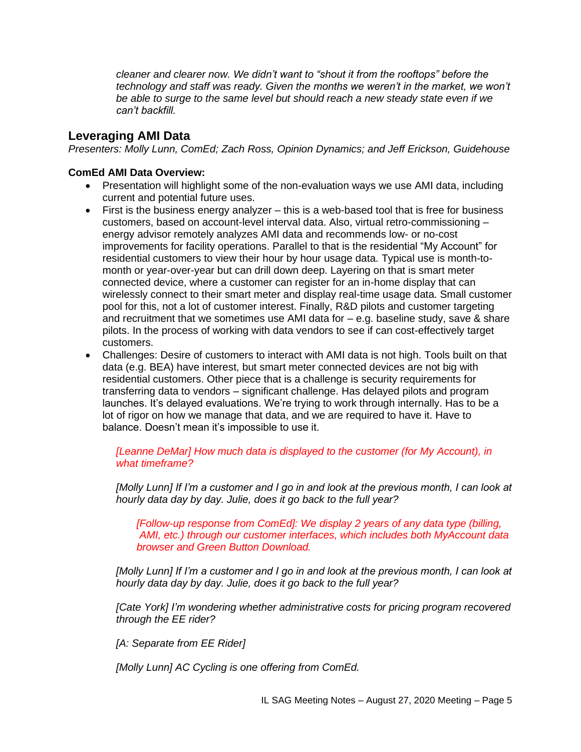*cleaner and clearer now. We didn't want to "shout it from the rooftops" before the technology and staff was ready. Given the months we weren't in the market, we won't be able to surge to the same level but should reach a new steady state even if we can't backfill.*

## Leveraging AMI Data

*Presenters: Molly Lunn, ComEd; Zach Ross, Opinion Dynamics; and Jeff Erickson, Guidehouse*

**ComEd AMI Data Overview:**

- Presentation will highlight some of the non-evaluation ways we use AMI data, including current and potential future uses.
- First is the business energy analyzer – this is a web-based tool that is free for business customers, based on account-level interval data. Also, virtual retro-commissioning – energy advisor remotely analyzes AMI data and recommends low- or no-cost improvements for facility operations. Parallel to that is the residential "My Account" for residential customers to view their hour by hour usage data. Typical use is month-to-month or year-over-year but can drill down deep. Layering on that is smart meter connected device, where a customer can register for an in-home display that can wirelessly connect to their smart meter and display real-time usage data. Small customer pool for this, not a lot of customer interest. Finally, R&D pilots and customer targeting and recruitment that we sometimes use AMI data for – e.g. baseline study, save & share pilots. In the process of working with data vendors to see if can cost-effectively target customers.
- Challenges: Desire of customers to interact with AMI data is not high. Tools built on that data (e.g. BEA) have interest, but smart meter connected devices are not big with residential customers. Other piece that is a challenge is security requirements for transferring data to vendors – significant challenge. Has delayed pilots and program launches. It's delayed evaluations. We're trying to work through internally. Has to be a lot of rigor on how we manage that data, and we are required to have it. Have to balance. Doesn't mean it's impossible to use it.

> *[Leanne DeMar] How much data is displayed to the customer (for My Account), in what timeframe?*
>
> *[Molly Lunn] If I'm a customer and I go in and look at the previous month, I can look at hourly data day by day. Julie, does it go back to the full year?*
>
> > *[Follow-up response from ComEd]: We display 2 years of any data type (billing, AMI, etc.) through our customer interfaces, which includes both MyAccount data browser and Green Button Download.*
>
> *[Molly Lunn] If I'm a customer and I go in and look at the previous month, I can look at hourly data day by day. Julie, does it go back to the full year?*
>
> *[Cate York] I'm wondering whether administrative costs for pricing program recovered through the EE rider?*
>
> *[A: Separate from EE Rider]*
>
> *[Molly Lunn] AC Cycling is one offering from ComEd.*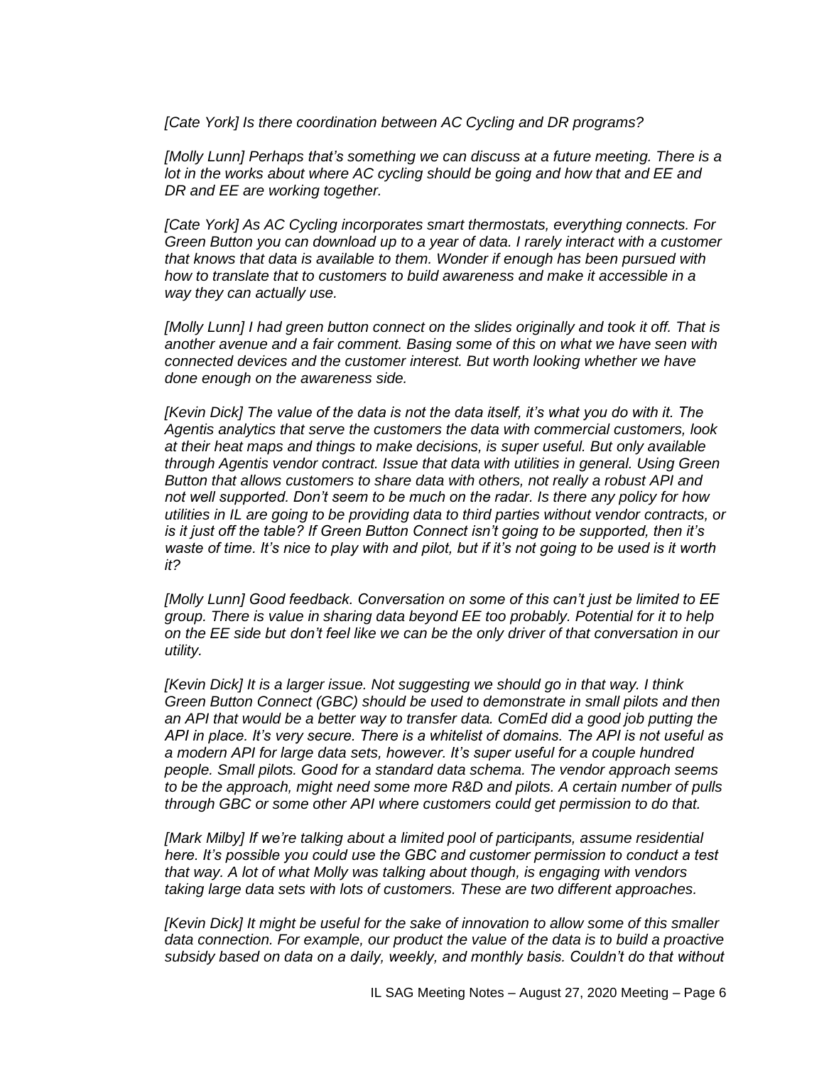*[Cate York] Is there coordination between AC Cycling and DR programs?*

*[Molly Lunn] Perhaps that's something we can discuss at a future meeting. There is a lot in the works about where AC cycling should be going and how that and EE and DR and EE are working together.*

*[Cate York] As AC Cycling incorporates smart thermostats, everything connects. For Green Button you can download up to a year of data. I rarely interact with a customer that knows that data is available to them. Wonder if enough has been pursued with how to translate that to customers to build awareness and make it accessible in a way they can actually use.*

*[Molly Lunn] I had green button connect on the slides originally and took it off. That is another avenue and a fair comment. Basing some of this on what we have seen with connected devices and the customer interest. But worth looking whether we have done enough on the awareness side.*

*[Kevin Dick] The value of the data is not the data itself, it's what you do with it. The Agentis analytics that serve the customers the data with commercial customers, look at their heat maps and things to make decisions, is super useful. But only available through Agentis vendor contract. Issue that data with utilities in general. Using Green Button that allows customers to share data with others, not really a robust API and not well supported. Don't seem to be much on the radar. Is there any policy for how utilities in IL are going to be providing data to third parties without vendor contracts, or is it just off the table? If Green Button Connect isn't going to be supported, then it's waste of time. It's nice to play with and pilot, but if it's not going to be used is it worth it?*

*[Molly Lunn] Good feedback. Conversation on some of this can't just be limited to EE group. There is value in sharing data beyond EE too probably. Potential for it to help on the EE side but don't feel like we can be the only driver of that conversation in our utility.*

*[Kevin Dick] It is a larger issue. Not suggesting we should go in that way. I think Green Button Connect (GBC) should be used to demonstrate in small pilots and then an API that would be a better way to transfer data. ComEd did a good job putting the API in place. It's very secure. There is a whitelist of domains. The API is not useful as a modern API for large data sets, however. It's super useful for a couple hundred people. Small pilots. Good for a standard data schema. The vendor approach seems to be the approach, might need some more R&D and pilots. A certain number of pulls through GBC or some other API where customers could get permission to do that.*

*[Mark Milby] If we're talking about a limited pool of participants, assume residential here. It's possible you could use the GBC and customer permission to conduct a test that way. A lot of what Molly was talking about though, is engaging with vendors taking large data sets with lots of customers. These are two different approaches.*

*[Kevin Dick] It might be useful for the sake of innovation to allow some of this smaller data connection. For example, our product the value of the data is to build a proactive subsidy based on data on a daily, weekly, and monthly basis. Couldn't do that without*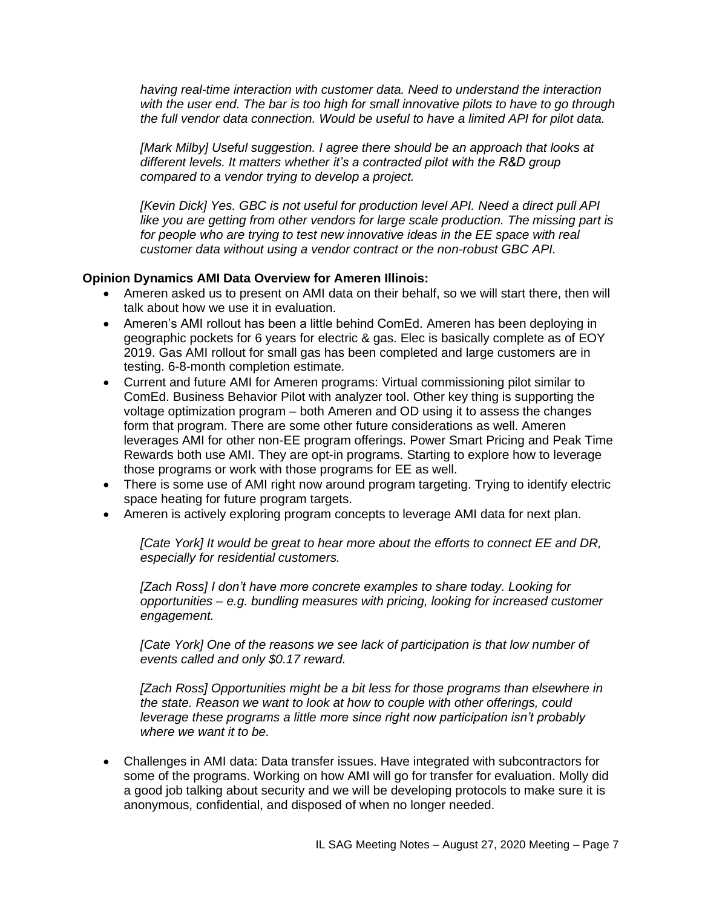*having real-time interaction with customer data. Need to understand the interaction with the user end. The bar is too high for small innovative pilots to have to go through the full vendor data connection. Would be useful to have a limited API for pilot data.*

*[Mark Milby] Useful suggestion. I agree there should be an approach that looks at different levels. It matters whether it's a contracted pilot with the R&D group compared to a vendor trying to develop a project.*

*[Kevin Dick] Yes. GBC is not useful for production level API. Need a direct pull API like you are getting from other vendors for large scale production. The missing part is for people who are trying to test new innovative ideas in the EE space with real customer data without using a vendor contract or the non-robust GBC API.*

**Opinion Dynamics AMI Data Overview for Ameren Illinois:**

- Ameren asked us to present on AMI data on their behalf, so we will start there, then will talk about how we use it in evaluation.
- Ameren's AMI rollout has been a little behind ComEd. Ameren has been deploying in geographic pockets for 6 years for electric & gas. Elec is basically complete as of EOY 2019. Gas AMI rollout for small gas has been completed and large customers are in testing. 6-8-month completion estimate.
- Current and future AMI for Ameren programs: Virtual commissioning pilot similar to ComEd. Business Behavior Pilot with analyzer tool. Other key thing is supporting the voltage optimization program – both Ameren and OD using it to assess the changes form that program. There are some other future considerations as well. Ameren leverages AMI for other non-EE program offerings. Power Smart Pricing and Peak Time Rewards both use AMI. They are opt-in programs. Starting to explore how to leverage those programs or work with those programs for EE as well.
- There is some use of AMI right now around program targeting. Trying to identify electric space heating for future program targets.
- Ameren is actively exploring program concepts to leverage AMI data for next plan.

  *[Cate York] It would be great to hear more about the efforts to connect EE and DR, especially for residential customers.*

  *[Zach Ross] I don't have more concrete examples to share today. Looking for opportunities – e.g. bundling measures with pricing, looking for increased customer engagement.*

  *[Cate York] One of the reasons we see lack of participation is that low number of events called and only $0.17 reward.*

  *[Zach Ross] Opportunities might be a bit less for those programs than elsewhere in the state. Reason we want to look at how to couple with other offerings, could leverage these programs a little more since right now participation isn't probably where we want it to be.*

- Challenges in AMI data: Data transfer issues. Have integrated with subcontractors for some of the programs. Working on how AMI will go for transfer for evaluation. Molly did a good job talking about security and we will be developing protocols to make sure it is anonymous, confidential, and disposed of when no longer needed.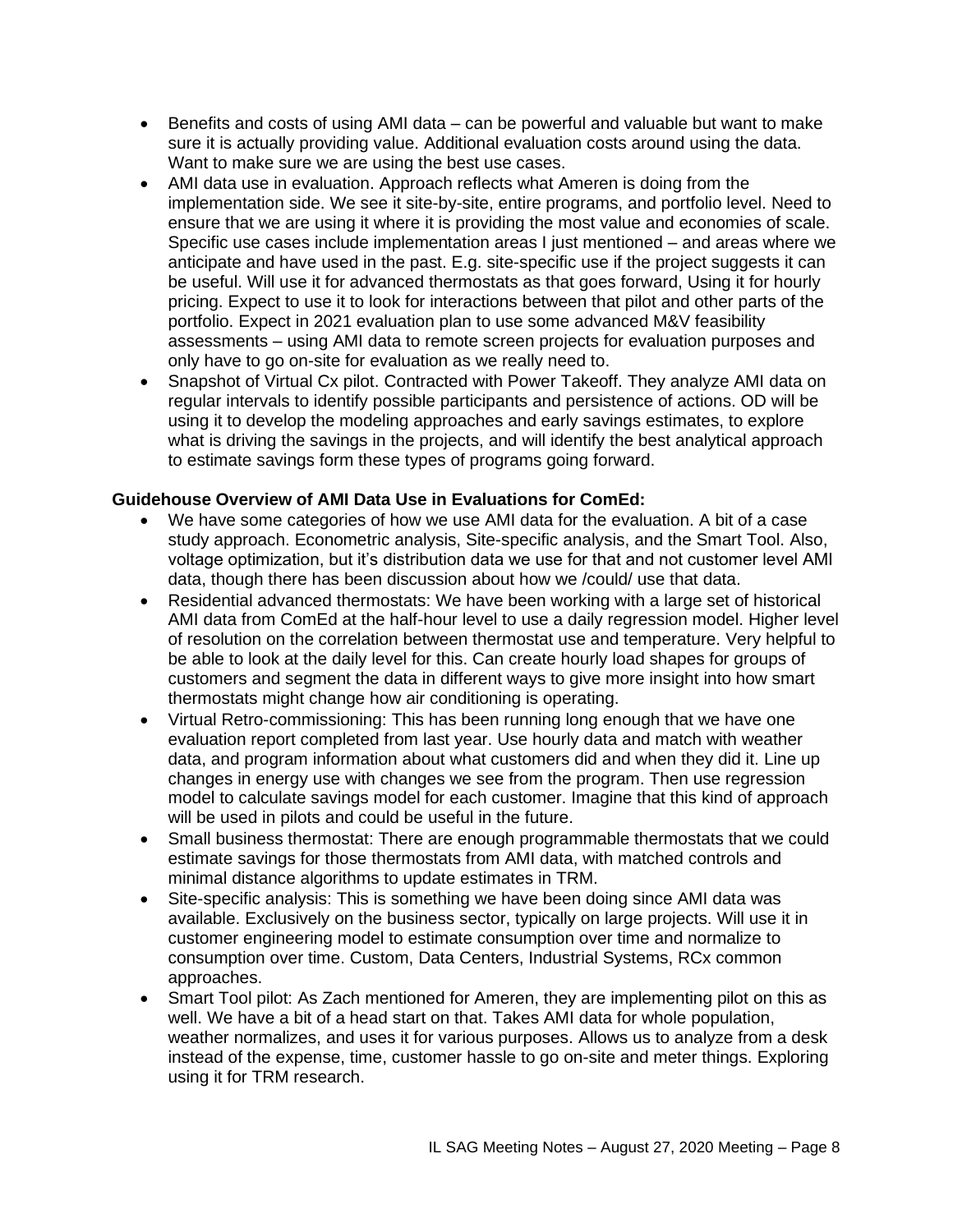- Benefits and costs of using AMI data – can be powerful and valuable but want to make sure it is actually providing value. Additional evaluation costs around using the data. Want to make sure we are using the best use cases.
- AMI data use in evaluation. Approach reflects what Ameren is doing from the implementation side. We see it site-by-site, entire programs, and portfolio level. Need to ensure that we are using it where it is providing the most value and economies of scale. Specific use cases include implementation areas I just mentioned – and areas where we anticipate and have used in the past. E.g. site-specific use if the project suggests it can be useful. Will use it for advanced thermostats as that goes forward, Using it for hourly pricing. Expect to use it to look for interactions between that pilot and other parts of the portfolio. Expect in 2021 evaluation plan to use some advanced M&V feasibility assessments – using AMI data to remote screen projects for evaluation purposes and only have to go on-site for evaluation as we really need to.
- Snapshot of Virtual Cx pilot. Contracted with Power Takeoff. They analyze AMI data on regular intervals to identify possible participants and persistence of actions. OD will be using it to develop the modeling approaches and early savings estimates, to explore what is driving the savings in the projects, and will identify the best analytical approach to estimate savings form these types of programs going forward.

**Guidehouse Overview of AMI Data Use in Evaluations for ComEd:**

- We have some categories of how we use AMI data for the evaluation. A bit of a case study approach. Econometric analysis, Site-specific analysis, and the Smart Tool. Also, voltage optimization, but it's distribution data we use for that and not customer level AMI data, though there has been discussion about how we /could/ use that data.
- Residential advanced thermostats: We have been working with a large set of historical AMI data from ComEd at the half-hour level to use a daily regression model. Higher level of resolution on the correlation between thermostat use and temperature. Very helpful to be able to look at the daily level for this. Can create hourly load shapes for groups of customers and segment the data in different ways to give more insight into how smart thermostats might change how air conditioning is operating.
- Virtual Retro-commissioning: This has been running long enough that we have one evaluation report completed from last year. Use hourly data and match with weather data, and program information about what customers did and when they did it. Line up changes in energy use with changes we see from the program. Then use regression model to calculate savings model for each customer. Imagine that this kind of approach will be used in pilots and could be useful in the future.
- Small business thermostat: There are enough programmable thermostats that we could estimate savings for those thermostats from AMI data, with matched controls and minimal distance algorithms to update estimates in TRM.
- Site-specific analysis: This is something we have been doing since AMI data was available. Exclusively on the business sector, typically on large projects. Will use it in customer engineering model to estimate consumption over time and normalize to consumption over time. Custom, Data Centers, Industrial Systems, RCx common approaches.
- Smart Tool pilot: As Zach mentioned for Ameren, they are implementing pilot on this as well. We have a bit of a head start on that. Takes AMI data for whole population, weather normalizes, and uses it for various purposes. Allows us to analyze from a desk instead of the expense, time, customer hassle to go on-site and meter things. Exploring using it for TRM research.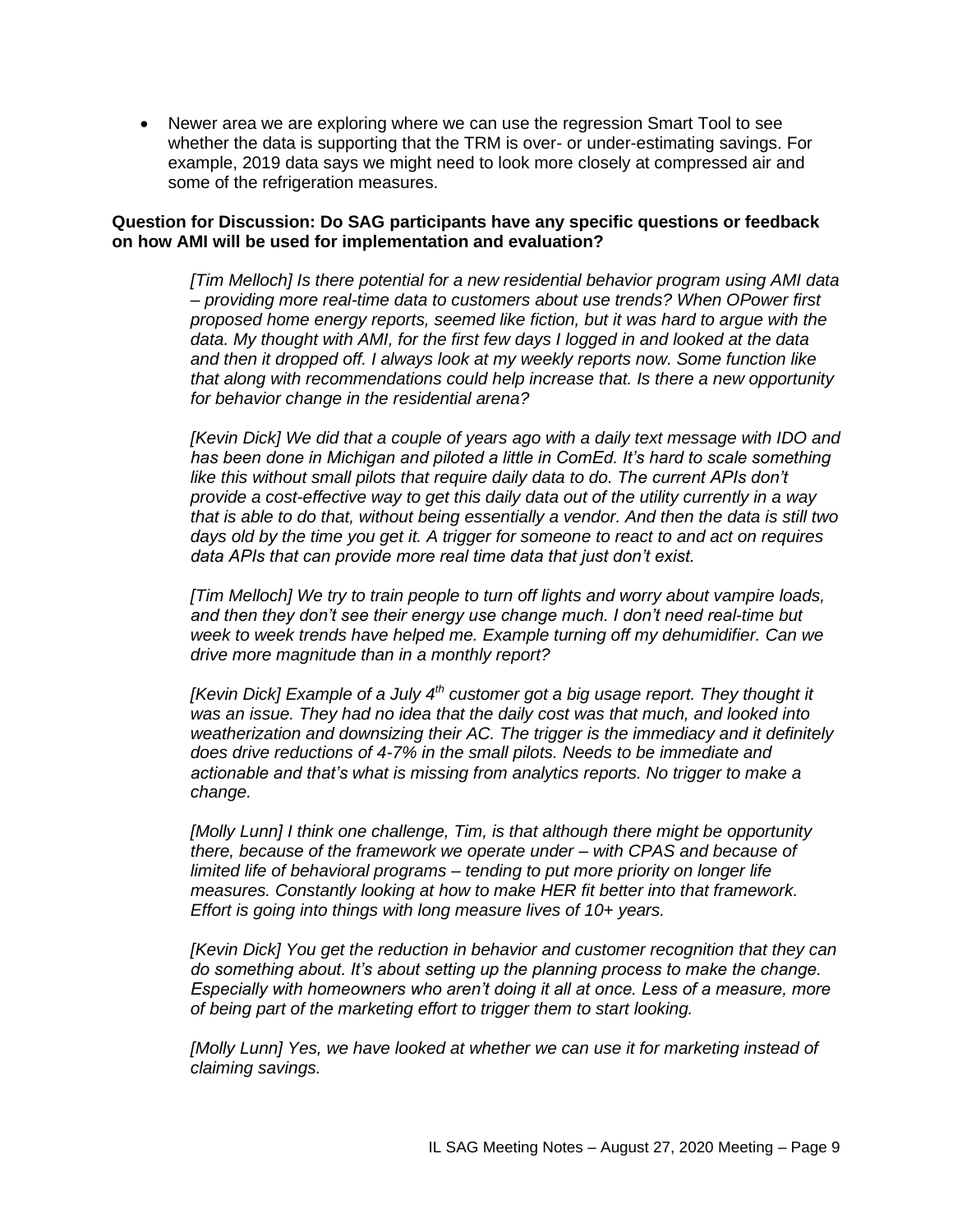- Newer area we are exploring where we can use the regression Smart Tool to see whether the data is supporting that the TRM is over- or under-estimating savings. For example, 2019 data says we might need to look more closely at compressed air and some of the refrigeration measures.

**Question for Discussion: Do SAG participants have any specific questions or feedback on how AMI will be used for implementation and evaluation?**

*[Tim Melloch] Is there potential for a new residential behavior program using AMI data – providing more real-time data to customers about use trends? When OPower first proposed home energy reports, seemed like fiction, but it was hard to argue with the data. My thought with AMI, for the first few days I logged in and looked at the data and then it dropped off. I always look at my weekly reports now. Some function like that along with recommendations could help increase that. Is there a new opportunity for behavior change in the residential arena?*

*[Kevin Dick] We did that a couple of years ago with a daily text message with IDO and has been done in Michigan and piloted a little in ComEd. It's hard to scale something like this without small pilots that require daily data to do. The current APIs don't provide a cost-effective way to get this daily data out of the utility currently in a way that is able to do that, without being essentially a vendor. And then the data is still two days old by the time you get it. A trigger for someone to react to and act on requires data APIs that can provide more real time data that just don't exist.*

*[Tim Melloch] We try to train people to turn off lights and worry about vampire loads, and then they don't see their energy use change much. I don't need real-time but week to week trends have helped me. Example turning off my dehumidifier. Can we drive more magnitude than in a monthly report?*

*[Kevin Dick] Example of a July 4th customer got a big usage report. They thought it was an issue. They had no idea that the daily cost was that much, and looked into weatherization and downsizing their AC. The trigger is the immediacy and it definitely does drive reductions of 4-7% in the small pilots. Needs to be immediate and actionable and that's what is missing from analytics reports. No trigger to make a change.*

*[Molly Lunn] I think one challenge, Tim, is that although there might be opportunity there, because of the framework we operate under – with CPAS and because of limited life of behavioral programs – tending to put more priority on longer life measures. Constantly looking at how to make HER fit better into that framework. Effort is going into things with long measure lives of 10+ years.*

*[Kevin Dick] You get the reduction in behavior and customer recognition that they can do something about. It's about setting up the planning process to make the change. Especially with homeowners who aren't doing it all at once. Less of a measure, more of being part of the marketing effort to trigger them to start looking.*

*[Molly Lunn] Yes, we have looked at whether we can use it for marketing instead of claiming savings.*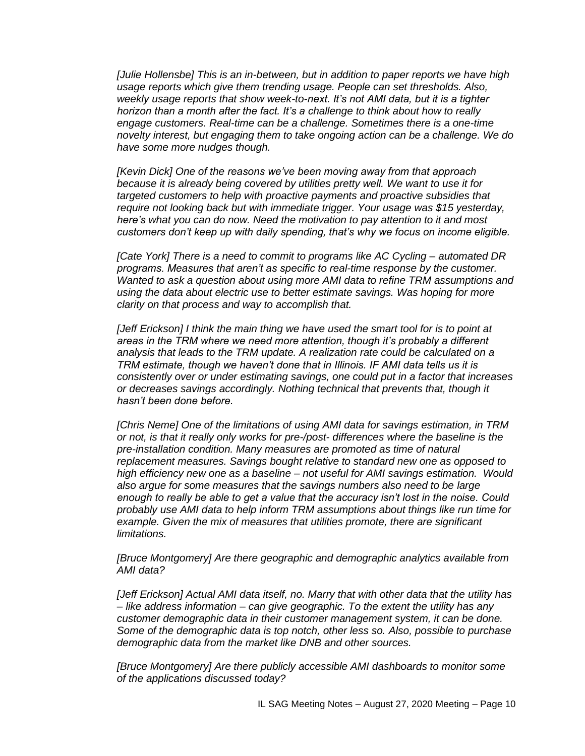*[Julie Hollensbe] This is an in-between, but in addition to paper reports we have high usage reports which give them trending usage. People can set thresholds. Also, weekly usage reports that show week-to-next. It's not AMI data, but it is a tighter horizon than a month after the fact. It's a challenge to think about how to really engage customers. Real-time can be a challenge. Sometimes there is a one-time novelty interest, but engaging them to take ongoing action can be a challenge. We do have some more nudges though.*

*[Kevin Dick] One of the reasons we've been moving away from that approach because it is already being covered by utilities pretty well. We want to use it for targeted customers to help with proactive payments and proactive subsidies that require not looking back but with immediate trigger. Your usage was $15 yesterday, here's what you can do now. Need the motivation to pay attention to it and most customers don't keep up with daily spending, that's why we focus on income eligible.*

*[Cate York] There is a need to commit to programs like AC Cycling – automated DR programs. Measures that aren't as specific to real-time response by the customer. Wanted to ask a question about using more AMI data to refine TRM assumptions and using the data about electric use to better estimate savings. Was hoping for more clarity on that process and way to accomplish that.*

*[Jeff Erickson] I think the main thing we have used the smart tool for is to point at areas in the TRM where we need more attention, though it's probably a different analysis that leads to the TRM update. A realization rate could be calculated on a TRM estimate, though we haven't done that in Illinois. IF AMI data tells us it is consistently over or under estimating savings, one could put in a factor that increases or decreases savings accordingly. Nothing technical that prevents that, though it hasn't been done before.*

*[Chris Neme] One of the limitations of using AMI data for savings estimation, in TRM or not, is that it really only works for pre-/post- differences where the baseline is the pre-installation condition. Many measures are promoted as time of natural replacement measures. Savings bought relative to standard new one as opposed to high efficiency new one as a baseline – not useful for AMI savings estimation. Would also argue for some measures that the savings numbers also need to be large enough to really be able to get a value that the accuracy isn't lost in the noise. Could probably use AMI data to help inform TRM assumptions about things like run time for example. Given the mix of measures that utilities promote, there are significant limitations.*

*[Bruce Montgomery] Are there geographic and demographic analytics available from AMI data?*

*[Jeff Erickson] Actual AMI data itself, no. Marry that with other data that the utility has – like address information – can give geographic. To the extent the utility has any customer demographic data in their customer management system, it can be done. Some of the demographic data is top notch, other less so. Also, possible to purchase demographic data from the market like DNB and other sources.*

*[Bruce Montgomery] Are there publicly accessible AMI dashboards to monitor some of the applications discussed today?*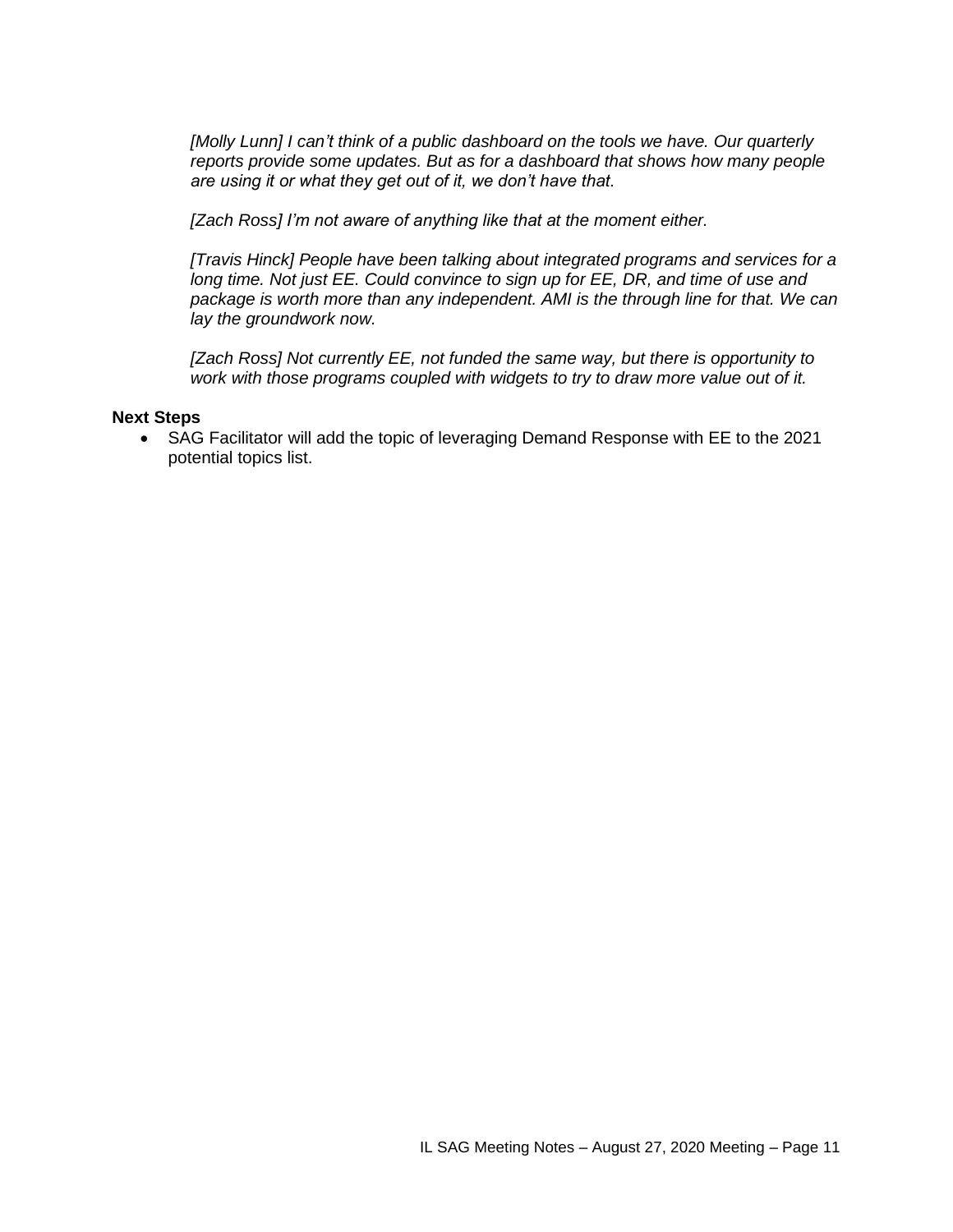*[Molly Lunn] I can't think of a public dashboard on the tools we have. Our quarterly reports provide some updates. But as for a dashboard that shows how many people are using it or what they get out of it, we don't have that.*

*[Zach Ross] I'm not aware of anything like that at the moment either.*

*[Travis Hinck] People have been talking about integrated programs and services for a long time. Not just EE. Could convince to sign up for EE, DR, and time of use and package is worth more than any independent. AMI is the through line for that. We can lay the groundwork now.*

*[Zach Ross] Not currently EE, not funded the same way, but there is opportunity to work with those programs coupled with widgets to try to draw more value out of it.*

**Next Steps**

- SAG Facilitator will add the topic of leveraging Demand Response with EE to the 2021 potential topics list.